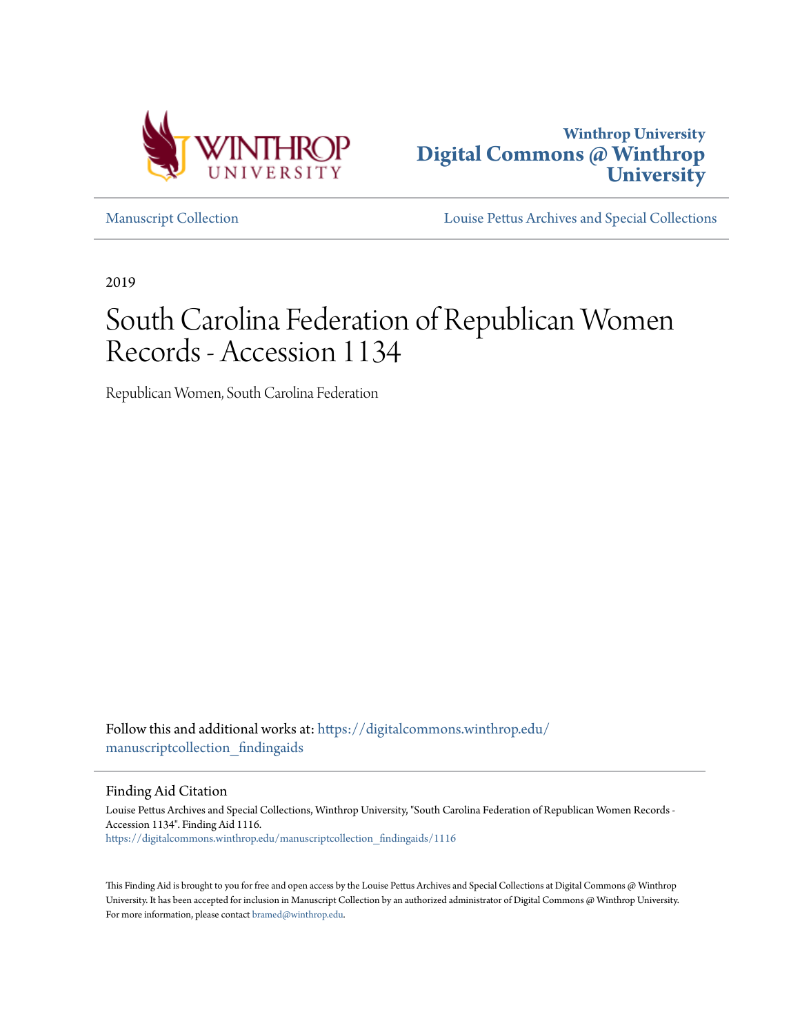Winthrop University
**Digital Commons @ Winthrop University**

Manuscript Collection | Louise Pettus Archives and Special Collections

2019

# South Carolina Federation of Republican Women Records - Accession 1134

Republican Women, South Carolina Federation

Follow this and additional works at: https://digitalcommons.winthrop.edu/manuscriptcollection_findingaids

## Finding Aid Citation

Louise Pettus Archives and Special Collections, Winthrop University, "South Carolina Federation of Republican Women Records - Accession 1134". Finding Aid 1116.
https://digitalcommons.winthrop.edu/manuscriptcollection_findingaids/1116

This Finding Aid is brought to you for free and open access by the Louise Pettus Archives and Special Collections at Digital Commons @ Winthrop University. It has been accepted for inclusion in Manuscript Collection by an authorized administrator of Digital Commons @ Winthrop University. For more information, please contact bramed@winthrop.edu.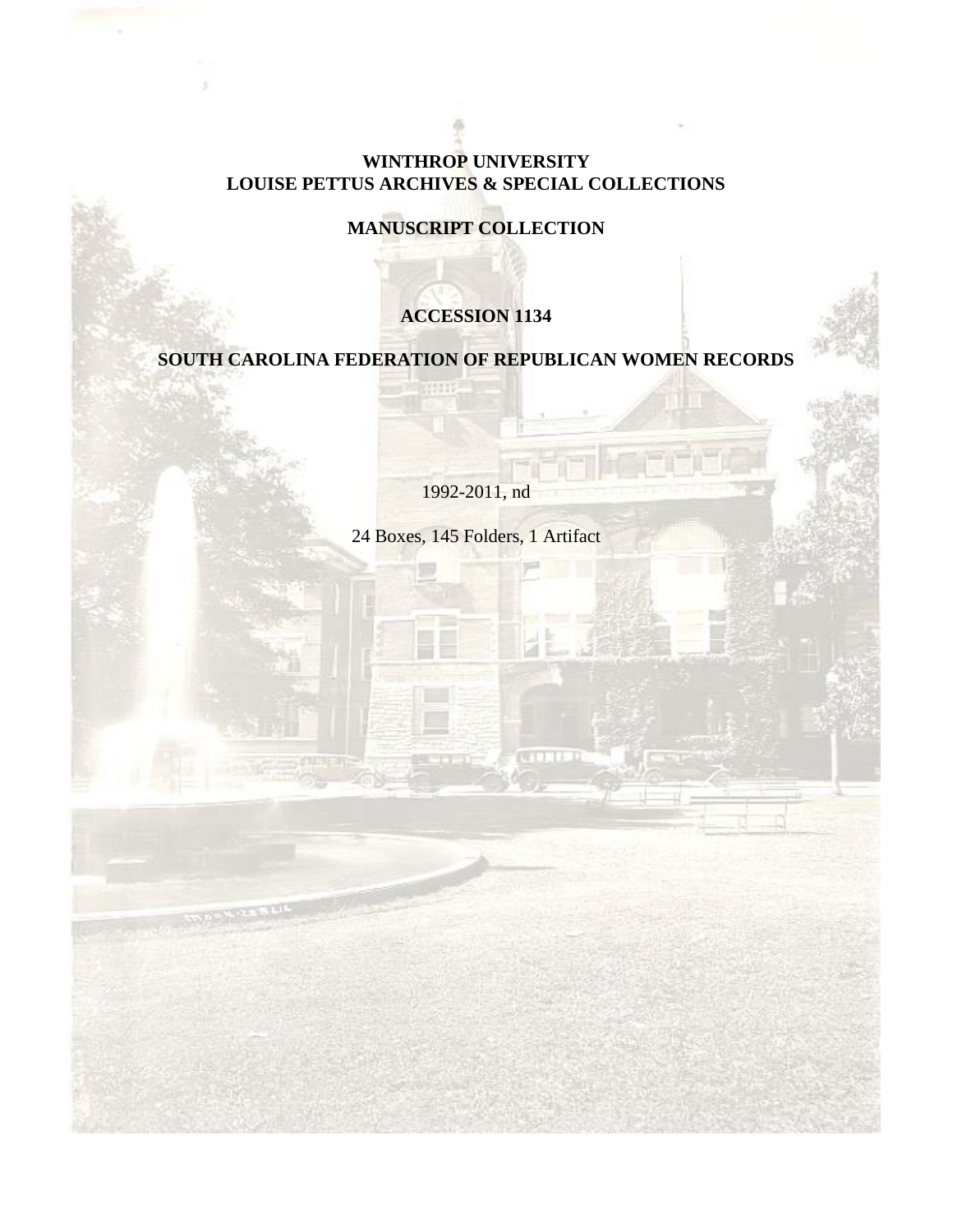# WINTHROP UNIVERSITY
# LOUISE PETTUS ARCHIVES & SPECIAL COLLECTIONS

## MANUSCRIPT COLLECTION

### ACCESSION 1134

### SOUTH CAROLINA FEDERATION OF REPUBLICAN WOMEN RECORDS

1992-2011, nd

24 Boxes, 145 Folders, 1 Artifact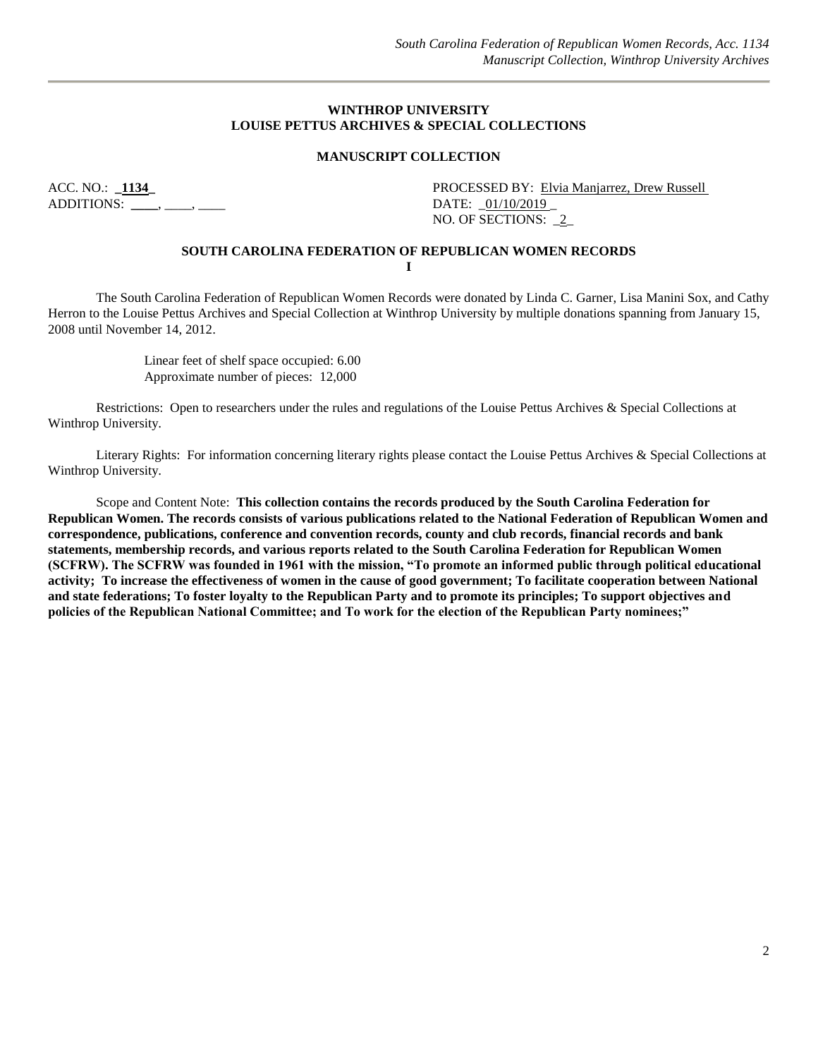**WINTHROP UNIVERSITY**
**LOUISE PETTUS ARCHIVES & SPECIAL COLLECTIONS**

**MANUSCRIPT COLLECTION**

ACC. NO.: **1134**
ADDITIONS: ____, ____, ____

PROCESSED BY: Elvia Manjarrez, Drew Russell
DATE: 01/10/2019
NO. OF SECTIONS: 2

## SOUTH CAROLINA FEDERATION OF REPUBLICAN WOMEN RECORDS

**I**

The South Carolina Federation of Republican Women Records were donated by Linda C. Garner, Lisa Manini Sox, and Cathy Herron to the Louise Pettus Archives and Special Collection at Winthrop University by multiple donations spanning from January 15, 2008 until November 14, 2012.

Linear feet of shelf space occupied: 6.00
Approximate number of pieces: 12,000

Restrictions: Open to researchers under the rules and regulations of the Louise Pettus Archives & Special Collections at Winthrop University.

Literary Rights: For information concerning literary rights please contact the Louise Pettus Archives & Special Collections at Winthrop University.

Scope and Content Note: **This collection contains the records produced by the South Carolina Federation for Republican Women. The records consists of various publications related to the National Federation of Republican Women and correspondence, publications, conference and convention records, county and club records, financial records and bank statements, membership records, and various reports related to the South Carolina Federation for Republican Women (SCFRW). The SCFRW was founded in 1961 with the mission, "To promote an informed public through political educational activity; To increase the effectiveness of women in the cause of good government; To facilitate cooperation between National and state federations; To foster loyalty to the Republican Party and to promote its principles; To support objectives and policies of the Republican National Committee; and To work for the election of the Republican Party nominees;"**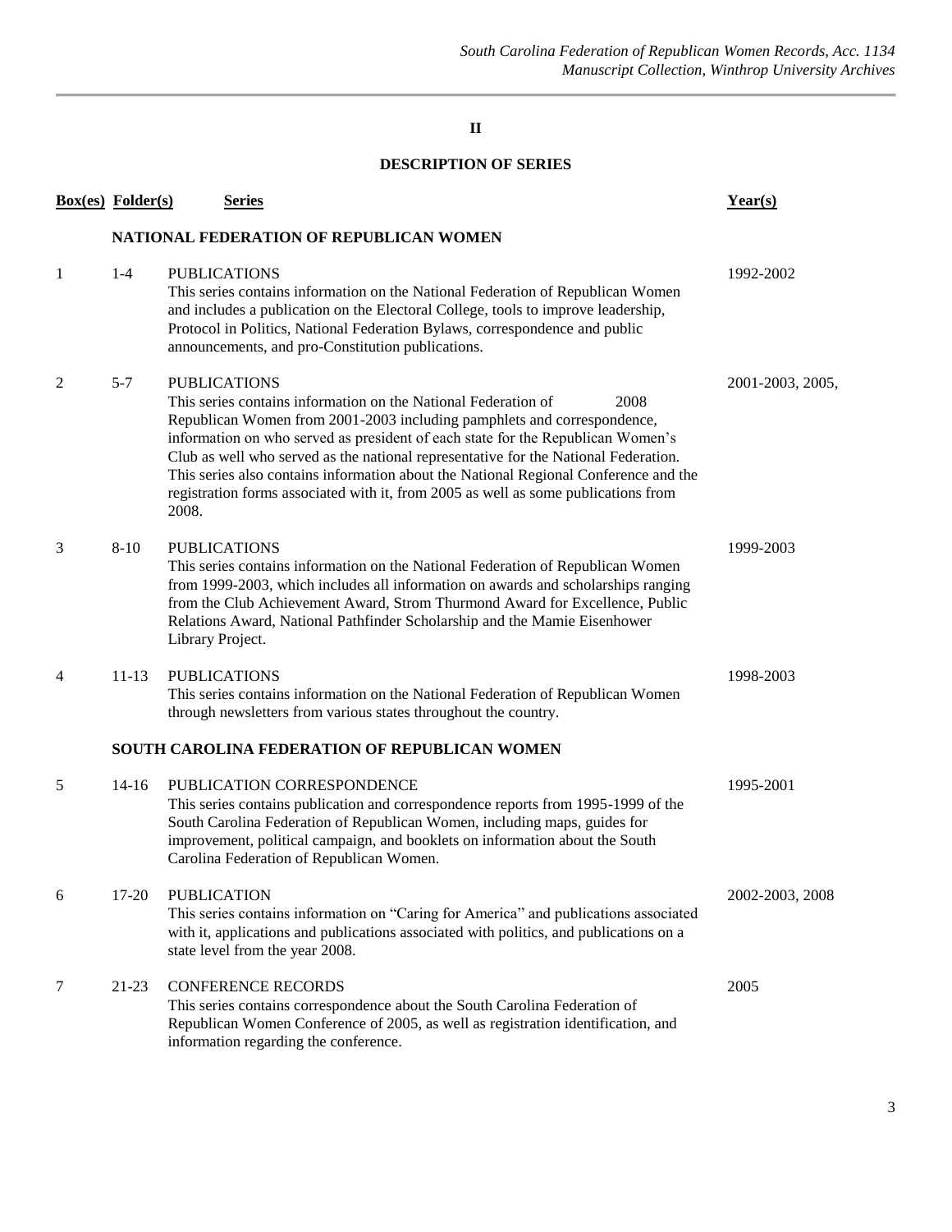## II

## DESCRIPTION OF SERIES

| Box(es) | Folder(s) | Series | Year(s) |
|---|---|---|---|
| | | **NATIONAL FEDERATION OF REPUBLICAN WOMEN** | |
| 1 | 1-4 | PUBLICATIONS<br>This series contains information on the National Federation of Republican Women and includes a publication on the Electoral College, tools to improve leadership, Protocol in Politics, National Federation Bylaws, correspondence and public announcements, and pro-Constitution publications. | 1992-2002 |
| 2 | 5-7 | PUBLICATIONS<br>This series contains information on the National Federation of Republican Women from 2001-2003 including pamphlets and correspondence, information on who served as president of each state for the Republican Women's Club as well who served as the national representative for the National Federation. This series also contains information about the National Regional Conference and the registration forms associated with it, from 2005 as well as some publications from 2008. | 2001-2003, 2005, 2008 |
| 3 | 8-10 | PUBLICATIONS<br>This series contains information on the National Federation of Republican Women from 1999-2003, which includes all information on awards and scholarships ranging from the Club Achievement Award, Strom Thurmond Award for Excellence, Public Relations Award, National Pathfinder Scholarship and the Mamie Eisenhower Library Project. | 1999-2003 |
| 4 | 11-13 | PUBLICATIONS<br>This series contains information on the National Federation of Republican Women through newsletters from various states throughout the country. | 1998-2003 |
| | | **SOUTH CAROLINA FEDERATION OF REPUBLICAN WOMEN** | |
| 5 | 14-16 | PUBLICATION CORRESPONDENCE<br>This series contains publication and correspondence reports from 1995-1999 of the South Carolina Federation of Republican Women, including maps, guides for improvement, political campaign, and booklets on information about the South Carolina Federation of Republican Women. | 1995-2001 |
| 6 | 17-20 | PUBLICATION<br>This series contains information on "Caring for America" and publications associated with it, applications and publications associated with politics, and publications on a state level from the year 2008. | 2002-2003, 2008 |
| 7 | 21-23 | CONFERENCE RECORDS<br>This series contains correspondence about the South Carolina Federation of Republican Women Conference of 2005, as well as registration identification, and information regarding the conference. | 2005 |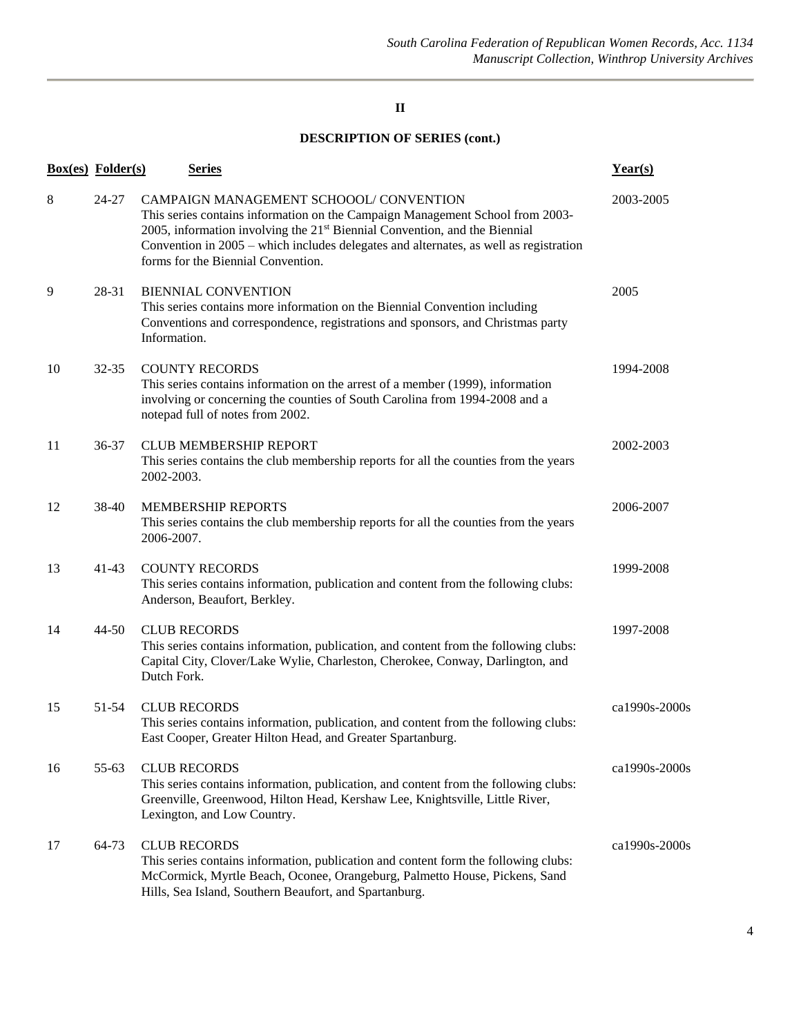## II

## DESCRIPTION OF SERIES (cont.)

| Box(es) | Folder(s) | Series | Year(s) |
|---|---|---|---|
| 8 | 24-27 | CAMPAIGN MANAGEMENT SCHOOOL/ CONVENTION<br>This series contains information on the Campaign Management School from 2003-2005, information involving the 21st Biennial Convention, and the Biennial Convention in 2005 – which includes delegates and alternates, as well as registration forms for the Biennial Convention. | 2003-2005 |
| 9 | 28-31 | BIENNIAL CONVENTION<br>This series contains more information on the Biennial Convention including Conventions and correspondence, registrations and sponsors, and Christmas party Information. | 2005 |
| 10 | 32-35 | COUNTY RECORDS<br>This series contains information on the arrest of a member (1999), information involving or concerning the counties of South Carolina from 1994-2008 and a notepad full of notes from 2002. | 1994-2008 |
| 11 | 36-37 | CLUB MEMBERSHIP REPORT<br>This series contains the club membership reports for all the counties from the years 2002-2003. | 2002-2003 |
| 12 | 38-40 | MEMBERSHIP REPORTS<br>This series contains the club membership reports for all the counties from the years 2006-2007. | 2006-2007 |
| 13 | 41-43 | COUNTY RECORDS<br>This series contains information, publication and content from the following clubs: Anderson, Beaufort, Berkley. | 1999-2008 |
| 14 | 44-50 | CLUB RECORDS<br>This series contains information, publication, and content from the following clubs: Capital City, Clover/Lake Wylie, Charleston, Cherokee, Conway, Darlington, and Dutch Fork. | 1997-2008 |
| 15 | 51-54 | CLUB RECORDS<br>This series contains information, publication, and content from the following clubs: East Cooper, Greater Hilton Head, and Greater Spartanburg. | ca1990s-2000s |
| 16 | 55-63 | CLUB RECORDS<br>This series contains information, publication, and content from the following clubs: Greenville, Greenwood, Hilton Head, Kershaw Lee, Knightsville, Little River, Lexington, and Low Country. | ca1990s-2000s |
| 17 | 64-73 | CLUB RECORDS<br>This series contains information, publication and content form the following clubs: McCormick, Myrtle Beach, Oconee, Orangeburg, Palmetto House, Pickens, Sand Hills, Sea Island, Southern Beaufort, and Spartanburg. | ca1990s-2000s |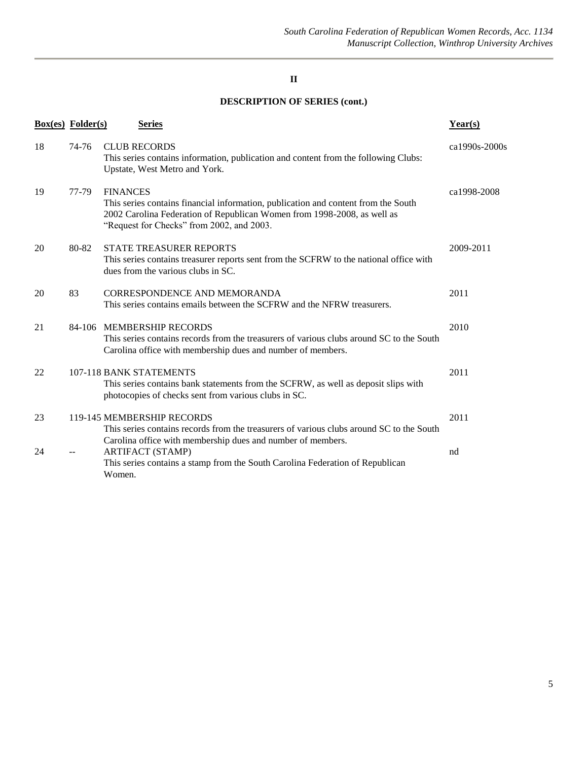## II

## DESCRIPTION OF SERIES (cont.)

| Box(es) | Folder(s) | Series | Year(s) |
|---|---|---|---|
| 18 | 74-76 | CLUB RECORDS<br>This series contains information, publication and content from the following Clubs: Upstate, West Metro and York. | ca1990s-2000s |
| 19 | 77-79 | FINANCES<br>This series contains financial information, publication and content from the South 2002 Carolina Federation of Republican Women from 1998-2008, as well as "Request for Checks" from 2002, and 2003. | ca1998-2008 |
| 20 | 80-82 | STATE TREASURER REPORTS<br>This series contains treasurer reports sent from the SCFRW to the national office with dues from the various clubs in SC. | 2009-2011 |
| 20 | 83 | CORRESPONDENCE AND MEMORANDA<br>This series contains emails between the SCFRW and the NFRW treasurers. | 2011 |
| 21 | 84-106 | MEMBERSHIP RECORDS<br>This series contains records from the treasurers of various clubs around SC to the South Carolina office with membership dues and number of members. | 2010 |
| 22 | 107-118 | BANK STATEMENTS<br>This series contains bank statements from the SCFRW, as well as deposit slips with photocopies of checks sent from various clubs in SC. | 2011 |
| 23 | 119-145 | MEMBERSHIP RECORDS<br>This series contains records from the treasurers of various clubs around SC to the South Carolina office with membership dues and number of members. | 2011 |
| 24 | -- | ARTIFACT (STAMP)<br>This series contains a stamp from the South Carolina Federation of Republican Women. | nd |